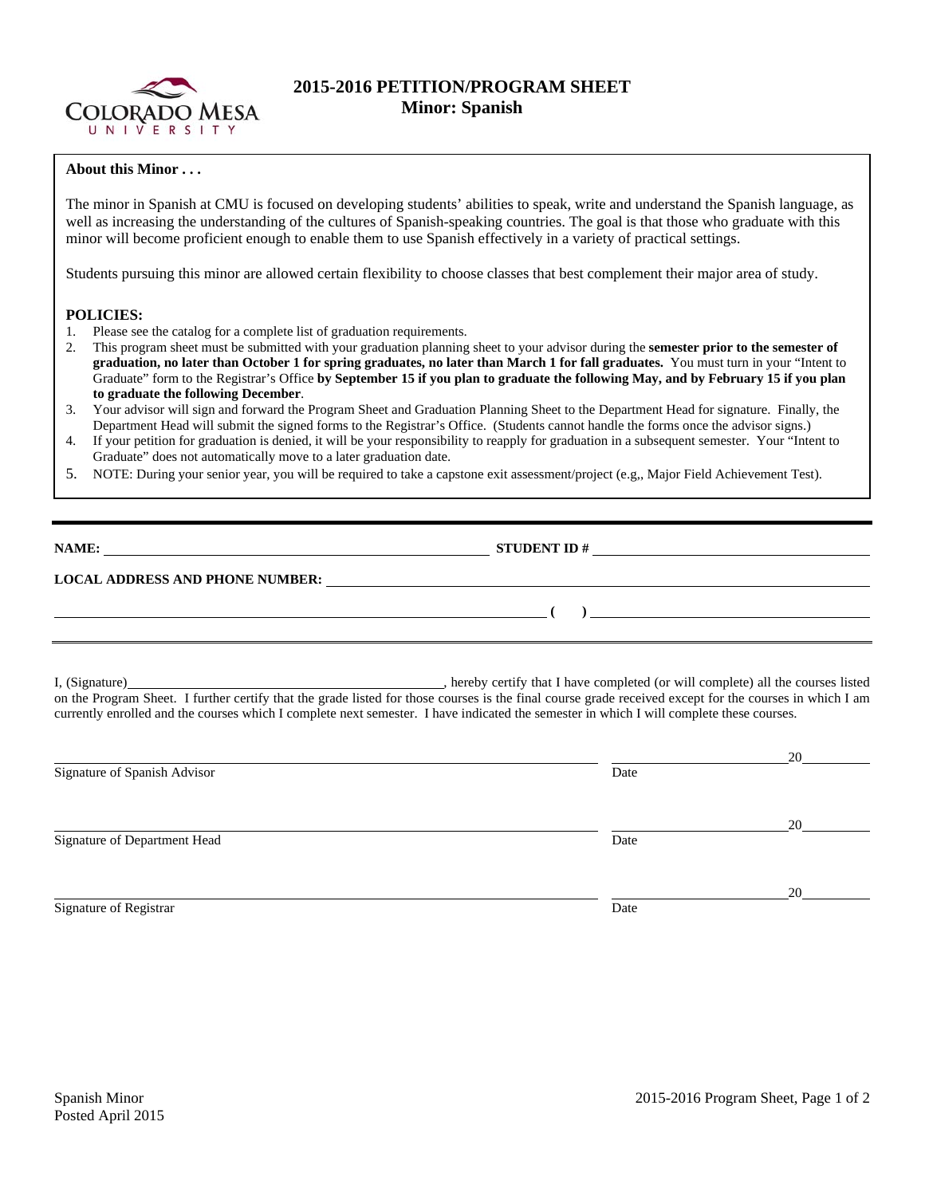# 2015-2016 PETITION/PROGRAM SHEET
## Minor: Spanish

**About this Minor . . .**

The minor in Spanish at CMU is focused on developing students' abilities to speak, write and understand the Spanish language, as well as increasing the understanding of the cultures of Spanish-speaking countries. The goal is that those who graduate with this minor will become proficient enough to enable them to use Spanish effectively in a variety of practical settings.

Students pursuing this minor are allowed certain flexibility to choose classes that best complement their major area of study.

**POLICIES:**

1. Please see the catalog for a complete list of graduation requirements.
2. This program sheet must be submitted with your graduation planning sheet to your advisor during the **semester prior to the semester of graduation, no later than October 1 for spring graduates, no later than March 1 for fall graduates.** You must turn in your "Intent to Graduate" form to the Registrar's Office **by September 15 if you plan to graduate the following May, and by February 15 if you plan to graduate the following December**.
3. Your advisor will sign and forward the Program Sheet and Graduation Planning Sheet to the Department Head for signature. Finally, the Department Head will submit the signed forms to the Registrar's Office. (Students cannot handle the forms once the advisor signs.)
4. If your petition for graduation is denied, it will be your responsibility to reapply for graduation in a subsequent semester. Your "Intent to Graduate" does not automatically move to a later graduation date.
5. NOTE: During your senior year, you will be required to take a capstone exit assessment/project (e.g,, Major Field Achievement Test).

---

**NAME:** ______________________________ **STUDENT ID #** ______________________________

**LOCAL ADDRESS AND PHONE NUMBER:** ______________________________

______________________________ **(    )** ______________________________

I, (Signature)______________________________, hereby certify that I have completed (or will complete) all the courses listed on the Program Sheet. I further certify that the grade listed for those courses is the final course grade received except for the courses in which I am currently enrolled and the courses which I complete next semester. I have indicated the semester in which I will complete these courses.

______________________________ ______________20____
Signature of Spanish Advisor Date

______________________________ ______________20____
Signature of Department Head Date

______________________________ ______________20____
Signature of Registrar Date

Spanish Minor
Posted April 2015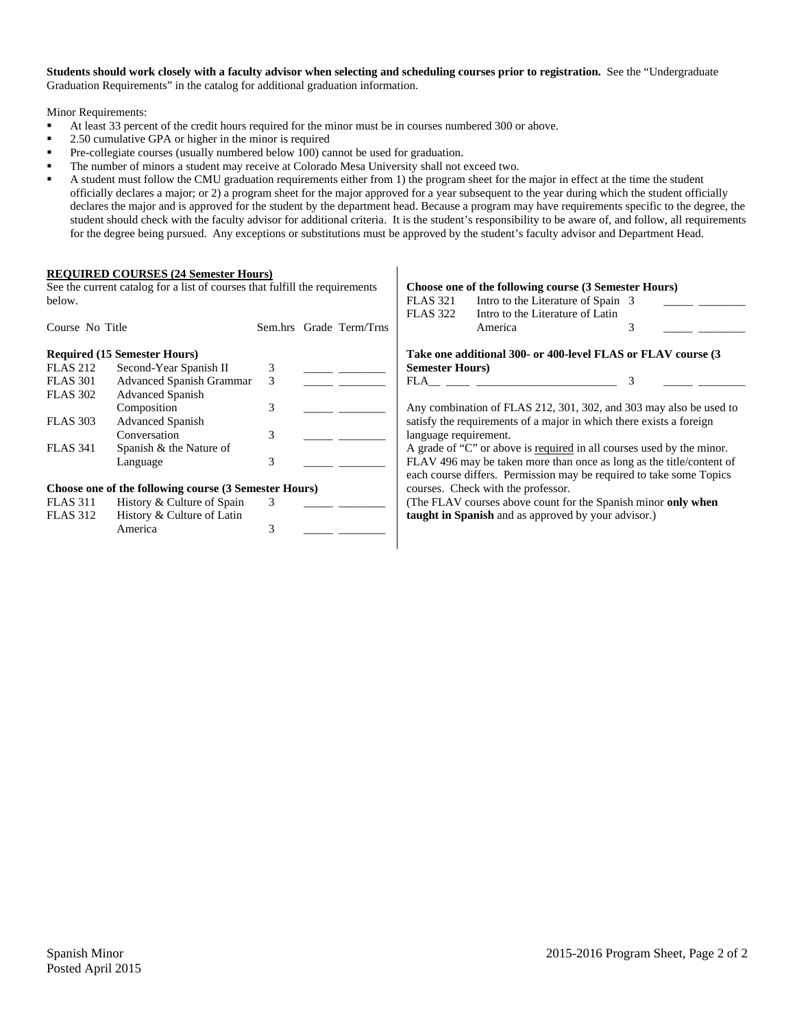**Students should work closely with a faculty advisor when selecting and scheduling courses prior to registration.** See the "Undergraduate Graduation Requirements" in the catalog for additional graduation information.

Minor Requirements:

- At least 33 percent of the credit hours required for the minor must be in courses numbered 300 or above.
- 2.50 cumulative GPA or higher in the minor is required
- Pre-collegiate courses (usually numbered below 100) cannot be used for graduation.
- The number of minors a student may receive at Colorado Mesa University shall not exceed two.
- A student must follow the CMU graduation requirements either from 1) the program sheet for the major in effect at the time the student officially declares a major; or 2) a program sheet for the major approved for a year subsequent to the year during which the student officially declares the major and is approved for the student by the department head. Because a program may have requirements specific to the degree, the student should check with the faculty advisor for additional criteria. It is the student's responsibility to be aware of, and follow, all requirements for the degree being pursued. Any exceptions or substitutions must be approved by the student's faculty advisor and Department Head.

**REQUIRED COURSES (24 Semester Hours)**

See the current catalog for a list of courses that fulfill the requirements below.

| Course No | Title | Sem.hrs | Grade | Term/Trns |
|---|---|---|---|---|
| **Required (15 Semester Hours)** | | | | |
| FLAS 212 | Second-Year Spanish II | 3 | _____ | ________ |
| FLAS 301 | Advanced Spanish Grammar | 3 | _____ | ________ |
| FLAS 302 | Advanced Spanish Composition | 3 | _____ | ________ |
| FLAS 303 | Advanced Spanish Conversation | 3 | _____ | ________ |
| FLAS 341 | Spanish & the Nature of Language | 3 | _____ | ________ |
| **Choose one of the following course (3 Semester Hours)** | | | | |
| FLAS 311 | History & Culture of Spain | 3 | _____ | ________ |
| FLAS 312 | History & Culture of Latin America | 3 | _____ | ________ |
| **Choose one of the following course (3 Semester Hours)** | | | | |
| FLAS 321 | Intro to the Literature of Spain | 3 | _____ | ________ |
| FLAS 322 | Intro to the Literature of Latin America | 3 | _____ | ________ |
| **Take one additional 300- or 400-level FLAS or FLAV course (3 Semester Hours)** | | | | |
| FLA__ ____ | ________________________ | 3 | _____ | ________ |

Any combination of FLAS 212, 301, 302, and 303 may also be used to satisfy the requirements of a major in which there exists a foreign language requirement.

A grade of "C" or above is required in all courses used by the minor.

FLAV 496 may be taken more than once as long as the title/content of each course differs. Permission may be required to take some Topics courses. Check with the professor.

(The FLAV courses above count for the Spanish minor **only when taught in Spanish** and as approved by your advisor.)

Spanish Minor
Posted April 2015